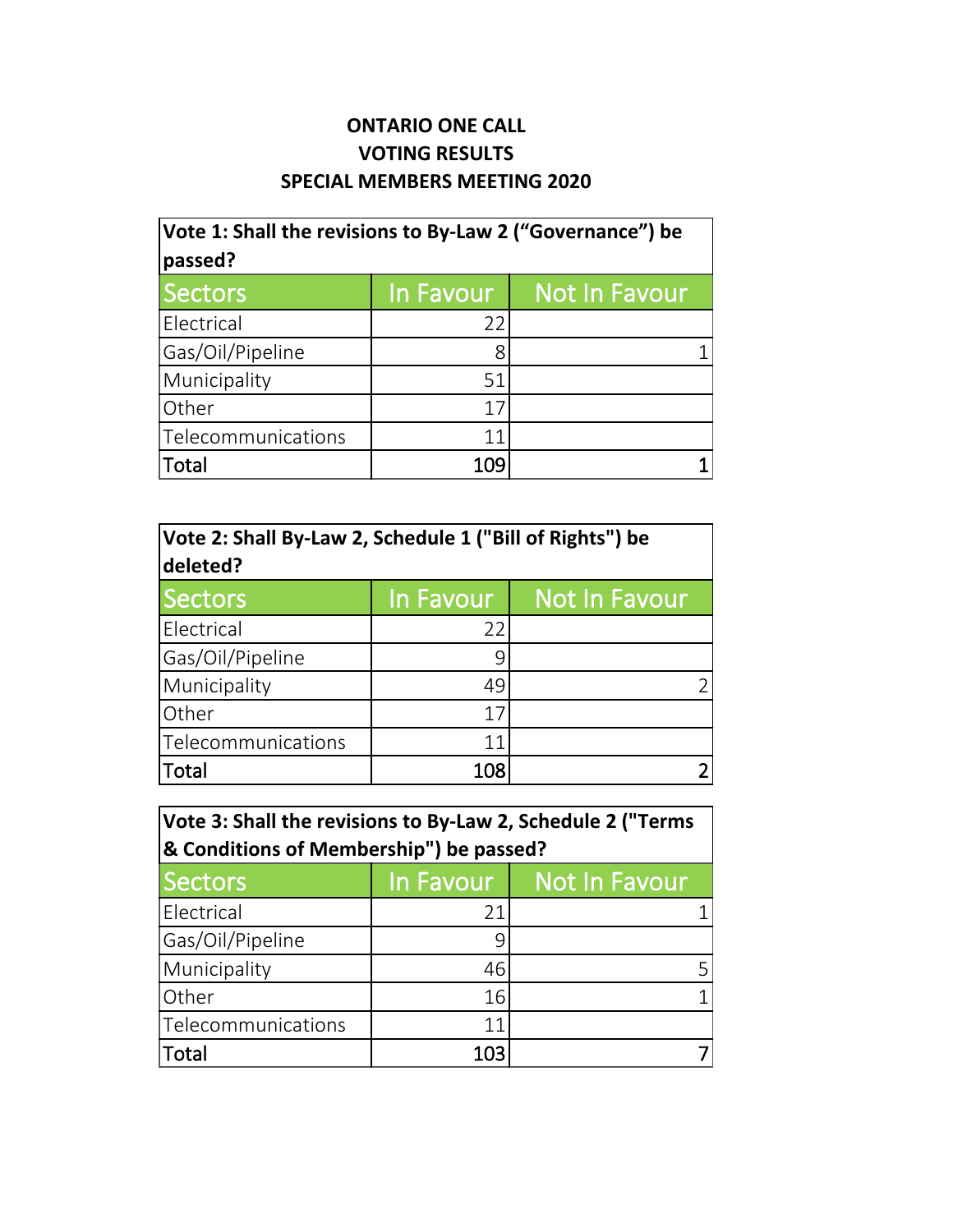**ONTARIO ONE CALL**
**VOTING RESULTS**
**SPECIAL MEMBERS MEETING 2020**

**Vote 1: Shall the revisions to By-Law 2 (“Governance”) be passed?**

| Sectors | In Favour | Not In Favour |
|---|---|---|
| Electrical | 22 | |
| Gas/Oil/Pipeline | 8 | 1 |
| Municipality | 51 | |
| Other | 17 | |
| Telecommunications | 11 | |
| Total | 109 | 1 |

**Vote 2: Shall By-Law 2, Schedule 1 ("Bill of Rights") be deleted?**

| Sectors | In Favour | Not In Favour |
|---|---|---|
| Electrical | 22 | |
| Gas/Oil/Pipeline | 9 | |
| Municipality | 49 | 2 |
| Other | 17 | |
| Telecommunications | 11 | |
| Total | 108 | 2 |

**Vote 3: Shall the revisions to By-Law 2, Schedule 2 ("Terms & Conditions of Membership") be passed?**

| Sectors | In Favour | Not In Favour |
|---|---|---|
| Electrical | 21 | 1 |
| Gas/Oil/Pipeline | 9 | |
| Municipality | 46 | 5 |
| Other | 16 | 1 |
| Telecommunications | 11 | |
| Total | 103 | 7 |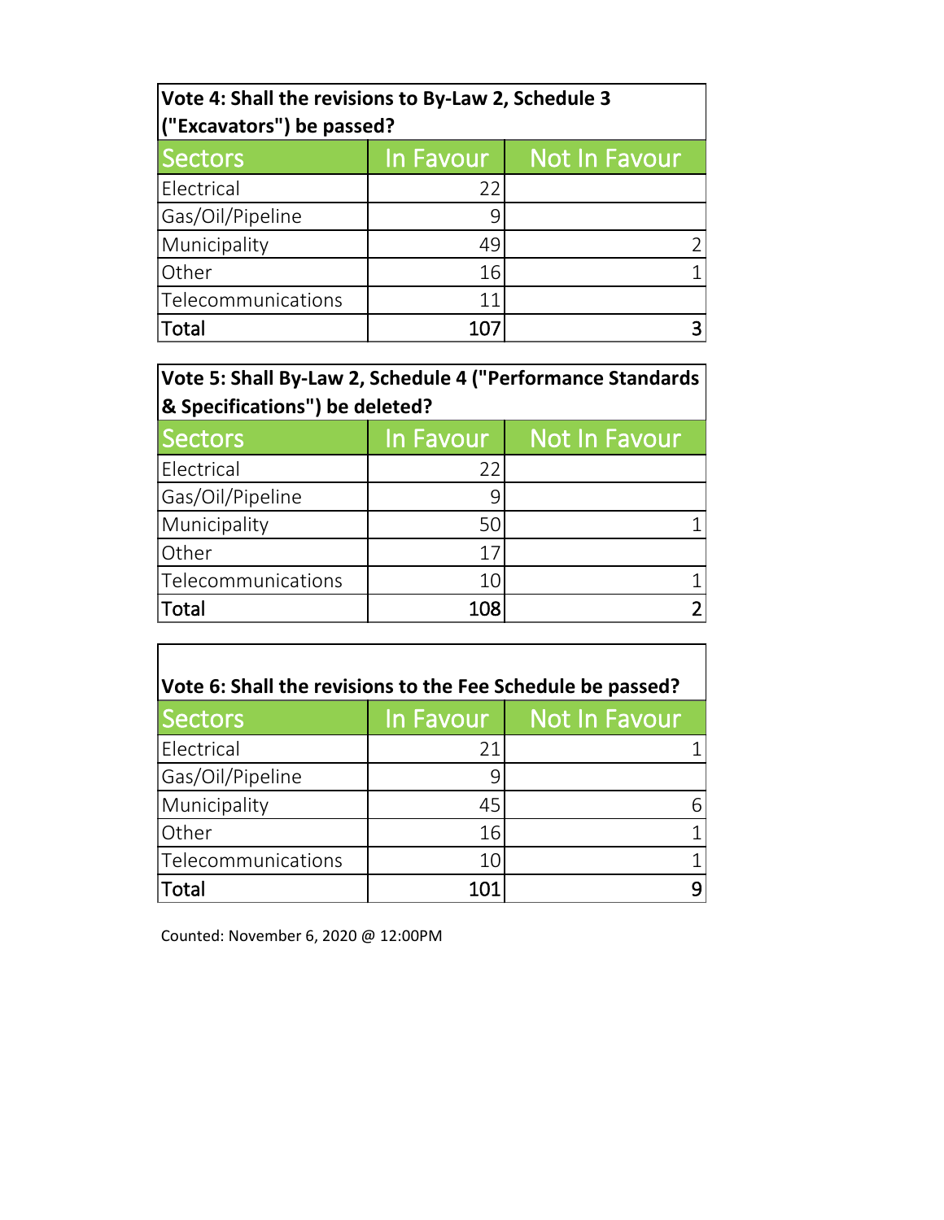| Vote 4: Shall the revisions to By-Law 2, Schedule 3 ("Excavators") be passed? | | |
|---|---|---|
| Sectors | In Favour | Not In Favour |
| Electrical | 22 | |
| Gas/Oil/Pipeline | 9 | |
| Municipality | 49 | 2 |
| Other | 16 | 1 |
| Telecommunications | 11 | |
| Total | 107 | 3 |

| Vote 5: Shall By-Law 2, Schedule 4 ("Performance Standards & Specifications") be deleted? | | |
|---|---|---|
| Sectors | In Favour | Not In Favour |
| Electrical | 22 | |
| Gas/Oil/Pipeline | 9 | |
| Municipality | 50 | 1 |
| Other | 17 | |
| Telecommunications | 10 | 1 |
| Total | 108 | 2 |

| Vote 6: Shall the revisions to the Fee Schedule be passed? | | |
|---|---|---|
| Sectors | In Favour | Not In Favour |
| Electrical | 21 | 1 |
| Gas/Oil/Pipeline | 9 | |
| Municipality | 45 | 6 |
| Other | 16 | 1 |
| Telecommunications | 10 | 1 |
| Total | 101 | 9 |

Counted: November 6, 2020 @ 12:00PM